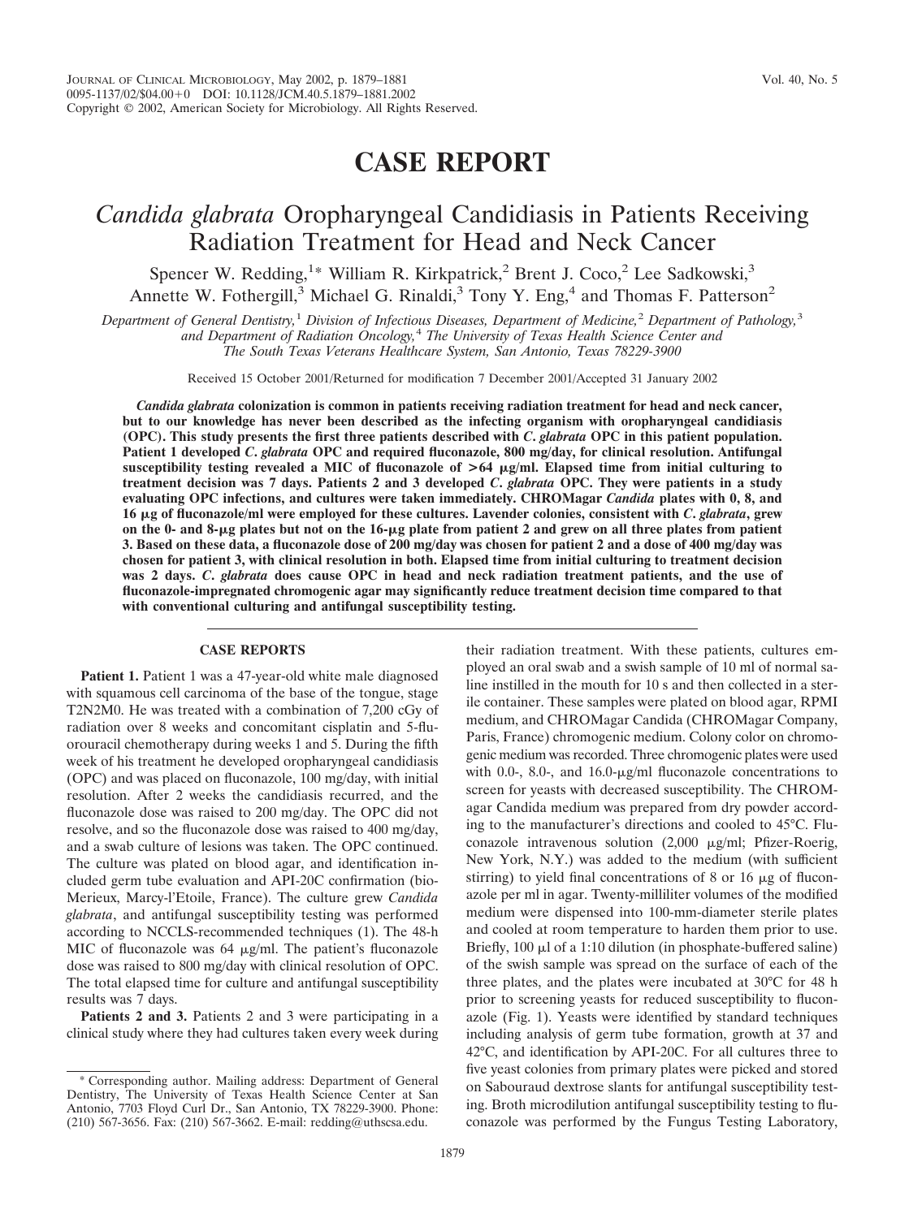# CASE REPORT

## *Candida glabrata* Oropharyngeal Candidiasis in Patients Receiving Radiation Treatment for Head and Neck Cancer

Spencer W. Redding,[1]* William R. Kirkpatrick,[2] Brent J. Coco,[2] Lee Sadkowski,[3] Annette W. Fothergill,[3] Michael G. Rinaldi,[3] Tony Y. Eng,[4] and Thomas F. Patterson[2]

*Department of General Dentistry,[1] Division of Infectious Diseases, Department of Medicine,[2] Department of Pathology,[3] and Department of Radiation Oncology,[4] The University of Texas Health Science Center and The South Texas Veterans Healthcare System, San Antonio, Texas 78229-3900*

Received 15 October 2001/Returned for modification 7 December 2001/Accepted 31 January 2002

***Candida glabrata* colonization is common in patients receiving radiation treatment for head and neck cancer, but to our knowledge has never been described as the infecting organism with oropharyngeal candidiasis (OPC). This study presents the first three patients described with *C. glabrata* OPC in this patient population. Patient 1 developed *C. glabrata* OPC and required fluconazole, 800 mg/day, for clinical resolution. Antifungal susceptibility testing revealed a MIC of fluconazole of >64 μg/ml. Elapsed time from initial culturing to treatment decision was 7 days. Patients 2 and 3 developed *C. glabrata* OPC. They were patients in a study evaluating OPC infections, and cultures were taken immediately. CHROMagar *Candida* plates with 0, 8, and 16 μg of fluconazole/ml were employed for these cultures. Lavender colonies, consistent with *C. glabrata*, grew on the 0- and 8-μg plates but not on the 16-μg plate from patient 2 and grew on all three plates from patient 3. Based on these data, a fluconazole dose of 200 mg/day was chosen for patient 2 and a dose of 400 mg/day was chosen for patient 3, with clinical resolution in both. Elapsed time from initial culturing to treatment decision was 2 days. *C. glabrata* does cause OPC in head and neck radiation treatment patients, and the use of fluconazole-impregnated chromogenic agar may significantly reduce treatment decision time compared to that with conventional culturing and antifungal susceptibility testing.**

### CASE REPORTS

**Patient 1.** Patient 1 was a 47-year-old white male diagnosed with squamous cell carcinoma of the base of the tongue, stage T2N2M0. He was treated with a combination of 7,200 cGy of radiation over 8 weeks and concomitant cisplatin and 5-fluorouracil chemotherapy during weeks 1 and 5. During the fifth week of his treatment he developed oropharyngeal candidiasis (OPC) and was placed on fluconazole, 100 mg/day, with initial resolution. After 2 weeks the candidiasis recurred, and the fluconazole dose was raised to 200 mg/day. The OPC did not resolve, and so the fluconazole dose was raised to 400 mg/day, and a swab culture of lesions was taken. The OPC continued. The culture was plated on blood agar, and identification included germ tube evaluation and API-20C confirmation (bio-Merieux, Marcy-l'Etoile, France). The culture grew *Candida glabrata*, and antifungal susceptibility testing was performed according to NCCLS-recommended techniques (1). The 48-h MIC of fluconazole was 64 μg/ml. The patient's fluconazole dose was raised to 800 mg/day with clinical resolution of OPC. The total elapsed time for culture and antifungal susceptibility results was 7 days.

**Patients 2 and 3.** Patients 2 and 3 were participating in a clinical study where they had cultures taken every week during their radiation treatment. With these patients, cultures employed an oral swab and a swish sample of 10 ml of normal saline instilled in the mouth for 10 s and then collected in a sterile container. These samples were plated on blood agar, RPMI medium, and CHROMagar Candida (CHROMagar Company, Paris, France) chromogenic medium. Colony color on chromogenic medium was recorded. Three chromogenic plates were used with 0.0-, 8.0-, and 16.0-μg/ml fluconazole concentrations to screen for yeasts with decreased susceptibility. The CHROMagar Candida medium was prepared from dry powder according to the manufacturer's directions and cooled to 45°C. Fluconazole intravenous solution (2,000 μg/ml; Pfizer-Roerig, New York, N.Y.) was added to the medium (with sufficient stirring) to yield final concentrations of 8 or 16 μg of fluconazole per ml in agar. Twenty-milliliter volumes of the modified medium were dispensed into 100-mm-diameter sterile plates and cooled at room temperature to harden them prior to use. Briefly, 100 μl of a 1:10 dilution (in phosphate-buffered saline) of the swish sample was spread on the surface of each of the three plates, and the plates were incubated at 30°C for 48 h prior to screening yeasts for reduced susceptibility to fluconazole (Fig. 1). Yeasts were identified by standard techniques including analysis of germ tube formation, growth at 37 and 42°C, and identification by API-20C. For all cultures three to five yeast colonies from primary plates were picked and stored on Sabouraud dextrose slants for antifungal susceptibility testing. Broth microdilution antifungal susceptibility testing to fluconazole was performed by the Fungus Testing Laboratory,

* Corresponding author. Mailing address: Department of General Dentistry, The University of Texas Health Science Center at San Antonio, 7703 Floyd Curl Dr., San Antonio, TX 78229-3900. Phone: (210) 567-3656. Fax: (210) 567-3662. E-mail: redding@uthscsa.edu.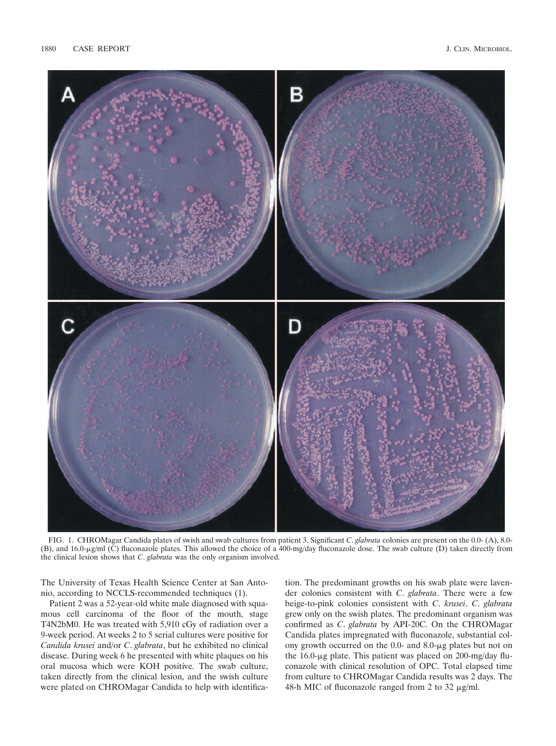FIG. 1. CHROMagar Candida plates of swish and swab cultures from patient 3. Significant *C. glabrata* colonies are present on the 0.0- (A), 8.0- (B), and 16.0-μg/ml (C) fluconazole plates. This allowed the choice of a 400-mg/day fluconazole dose. The swab culture (D) taken directly from the clinical lesion shows that *C. glabrata* was the only organism involved.

The University of Texas Health Science Center at San Antonio, according to NCCLS-recommended techniques (1).

Patient 2 was a 52-year-old white male diagnosed with squamous cell carcinoma of the floor of the mouth, stage T4N2bM0. He was treated with 5,910 cGy of radiation over a 9-week period. At weeks 2 to 5 serial cultures were positive for *Candida krusei* and/or *C. glabrata*, but he exhibited no clinical disease. During week 6 he presented with white plaques on his oral mucosa which were KOH positive. The swab culture, taken directly from the clinical lesion, and the swish culture were plated on CHROMagar Candida to help with identification. The predominant growths on his swab plate were lavender colonies consistent with *C. glabrata*. There were a few beige-to-pink colonies consistent with *C. krusei*. *C. glabrata* grew only on the swish plates. The predominant organism was confirmed as *C. glabrata* by API-20C. On the CHROMagar Candida plates impregnated with fluconazole, substantial colony growth occurred on the 0.0- and 8.0-μg plates but not on the 16.0-μg plate. This patient was placed on 200-mg/day fluconazole with clinical resolution of OPC. Total elapsed time from culture to CHROMagar Candida results was 2 days. The 48-h MIC of fluconazole ranged from 2 to 32 μg/ml.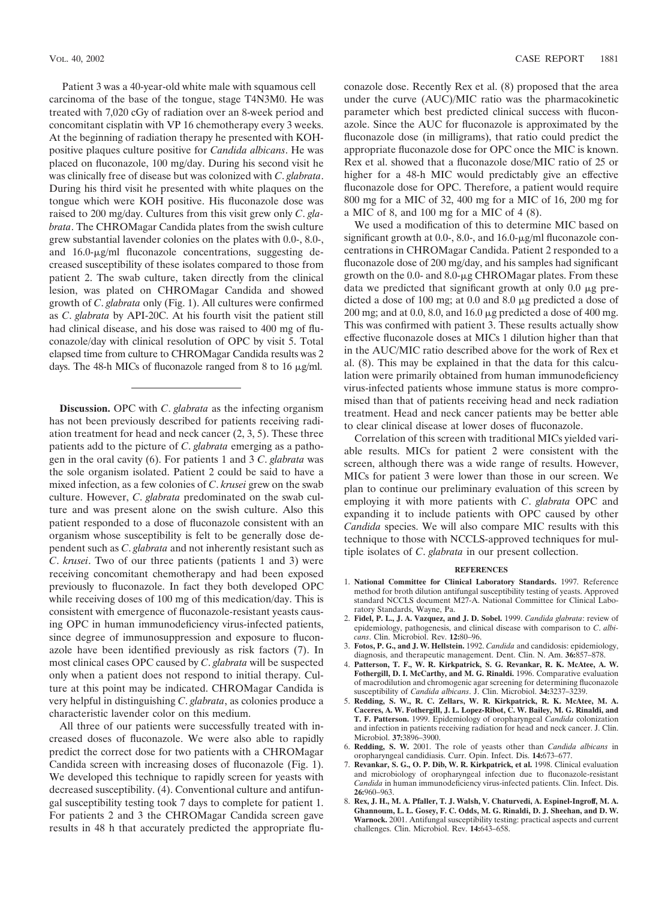Patient 3 was a 40-year-old white male with squamous cell carcinoma of the base of the tongue, stage T4N3M0. He was treated with 7,020 cGy of radiation over an 8-week period and concomitant cisplatin with VP 16 chemotherapy every 3 weeks. At the beginning of radiation therapy he presented with KOH-positive plaques culture positive for *Candida albicans*. He was placed on fluconazole, 100 mg/day. During his second visit he was clinically free of disease but was colonized with *C. glabrata*. During his third visit he presented with white plaques on the tongue which were KOH positive. His fluconazole dose was raised to 200 mg/day. Cultures from this visit grew only *C. glabrata*. The CHROMagar Candida plates from the swish culture grew substantial lavender colonies on the plates with 0.0-, 8.0-, and 16.0-μg/ml fluconazole concentrations, suggesting decreased susceptibility of these isolates compared to those from patient 2. The swab culture, taken directly from the clinical lesion, was plated on CHROMagar Candida and showed growth of *C. glabrata* only (Fig. 1). All cultures were confirmed as *C. glabrata* by API-20C. At his fourth visit the patient still had clinical disease, and his dose was raised to 400 mg of fluconazole/day with clinical resolution of OPC by visit 5. Total elapsed time from culture to CHROMagar Candida results was 2 days. The 48-h MICs of fluconazole ranged from 8 to 16 μg/ml.

---

**Discussion.** OPC with *C. glabrata* as the infecting organism has not been previously described for patients receiving radiation treatment for head and neck cancer (2, 3, 5). These three patients add to the picture of *C. glabrata* emerging as a pathogen in the oral cavity (6). For patients 1 and 3 *C. glabrata* was the sole organism isolated. Patient 2 could be said to have a mixed infection, as a few colonies of *C. krusei* grew on the swab culture. However, *C. glabrata* predominated on the swab culture and was present alone on the swish culture. Also this patient responded to a dose of fluconazole consistent with an organism whose susceptibility is felt to be generally dose dependent such as *C. glabrata* and not inherently resistant such as *C. krusei*. Two of our three patients (patients 1 and 3) were receiving concomitant chemotherapy and had been exposed previously to fluconazole. In fact they both developed OPC while receiving doses of 100 mg of this medication/day. This is consistent with emergence of fluconazole-resistant yeasts causing OPC in human immunodeficiency virus-infected patients, since degree of immunosuppression and exposure to fluconazole have been identified previously as risk factors (7). In most clinical cases OPC caused by *C. glabrata* will be suspected only when a patient does not respond to initial therapy. Culture at this point may be indicated. CHROMagar Candida is very helpful in distinguishing *C. glabrata*, as colonies produce a characteristic lavender color on this medium.

All three of our patients were successfully treated with increased doses of fluconazole. We were also able to rapidly predict the correct dose for two patients with a CHROMagar Candida screen with increasing doses of fluconazole (Fig. 1). We developed this technique to rapidly screen for yeasts with decreased susceptibility. (4). Conventional culture and antifungal susceptibility testing took 7 days to complete for patient 1. For patients 2 and 3 the CHROMagar Candida screen gave results in 48 h that accurately predicted the appropriate fluconazole dose. Recently Rex et al. (8) proposed that the area under the curve (AUC)/MIC ratio was the pharmacokinetic parameter which best predicted clinical success with fluconazole. Since the AUC for fluconazole is approximated by the fluconazole dose (in milligrams), that ratio could predict the appropriate fluconazole dose for OPC once the MIC is known. Rex et al. showed that a fluconazole dose/MIC ratio of 25 or higher for a 48-h MIC would predictably give an effective fluconazole dose for OPC. Therefore, a patient would require 800 mg for a MIC of 32, 400 mg for a MIC of 16, 200 mg for a MIC of 8, and 100 mg for a MIC of 4 (8).

We used a modification of this to determine MIC based on significant growth at 0.0-, 8.0-, and 16.0-μg/ml fluconazole concentrations in CHROMagar Candida. Patient 2 responded to a fluconazole dose of 200 mg/day, and his samples had significant growth on the 0.0- and 8.0-μg CHROMagar plates. From these data we predicted that significant growth at only 0.0 μg predicted a dose of 100 mg; at 0.0 and 8.0 μg predicted a dose of 200 mg; and at 0.0, 8.0, and 16.0 μg predicted a dose of 400 mg. This was confirmed with patient 3. These results actually show effective fluconazole doses at MICs 1 dilution higher than that in the AUC/MIC ratio described above for the work of Rex et al. (8). This may be explained in that the data for this calculation were primarily obtained from human immunodeficiency virus-infected patients whose immune status is more compromised than that of patients receiving head and neck radiation treatment. Head and neck cancer patients may be better able to clear clinical disease at lower doses of fluconazole.

Correlation of this screen with traditional MICs yielded variable results. MICs for patient 2 were consistent with the screen, although there was a wide range of results. However, MICs for patient 3 were lower than those in our screen. We plan to continue our preliminary evaluation of this screen by employing it with more patients with *C. glabrata* OPC and expanding it to include patients with OPC caused by other *Candida* species. We will also compare MIC results with this technique to those with NCCLS-approved techniques for multiple isolates of *C. glabrata* in our present collection.

## REFERENCES

1. **National Committee for Clinical Laboratory Standards.** 1997. Reference method for broth dilution antifungal susceptibility testing of yeasts. Approved standard NCCLS document M27-A. National Committee for Clinical Laboratory Standards, Wayne, Pa.
2. **Fidel, P. L., J. A. Vazquez, and J. D. Sobel.** 1999. *Candida glabrata*: review of epidemiology, pathogenesis, and clinical disease with comparison to *C. albicans*. Clin. Microbiol. Rev. **12:**80–96.
3. **Fotos, P. G., and J. W. Hellstein.** 1992. *Candida* and candidosis: epidemiology, diagnosis, and therapeutic management. Dent. Clin. N. Am. **36:**857–878.
4. **Patterson, T. F., W. R. Kirkpatrick, S. G. Revankar, R. K. McAtee, A. W. Fothergill, D. I. McCarthy, and M. G. Rinaldi.** 1996. Comparative evaluation of macrodilution and chromogenic agar screening for determining fluconazole susceptibility of *Candida albicans*. J. Clin. Microbiol. **34:**3237–3239.
5. **Redding, S. W., R. C. Zellars, W. R. Kirkpatrick, R. K. McAtee, M. A. Caceres, A. W. Fothergill, J. L. Lopez-Ribot, C. W. Bailey, M. G. Rinaldi, and T. F. Patterson.** 1999. Epidemiology of oropharyngeal *Candida* colonization and infection in patients receiving radiation for head and neck cancer. J. Clin. Microbiol. **37:**3896–3900.
6. **Redding, S. W.** 2001. The role of yeasts other than *Candida albicans* in oropharyngeal candidiasis. Curr. Opin. Infect. Dis. **14:**673–677.
7. **Revankar, S. G., O. P. Dib, W. R. Kirkpatrick, et al.** 1998. Clinical evaluation and microbiology of oropharyngeal infection due to fluconazole-resistant *Candida* in human immunodeficiency virus-infected patients. Clin. Infect. Dis. **26:**960–963.
8. **Rex, J. H., M. A. Pfaller, T. J. Walsh, V. Chaturvedi, A. Espinel-Ingroff, M. A. Ghannoum, L. L. Gosey, F. C. Odds, M. G. Rinaldi, D. J. Sheehan, and D. W. Warnock.** 2001. Antifungal susceptibility testing: practical aspects and current challenges. Clin. Microbiol. Rev. **14:**643–658.